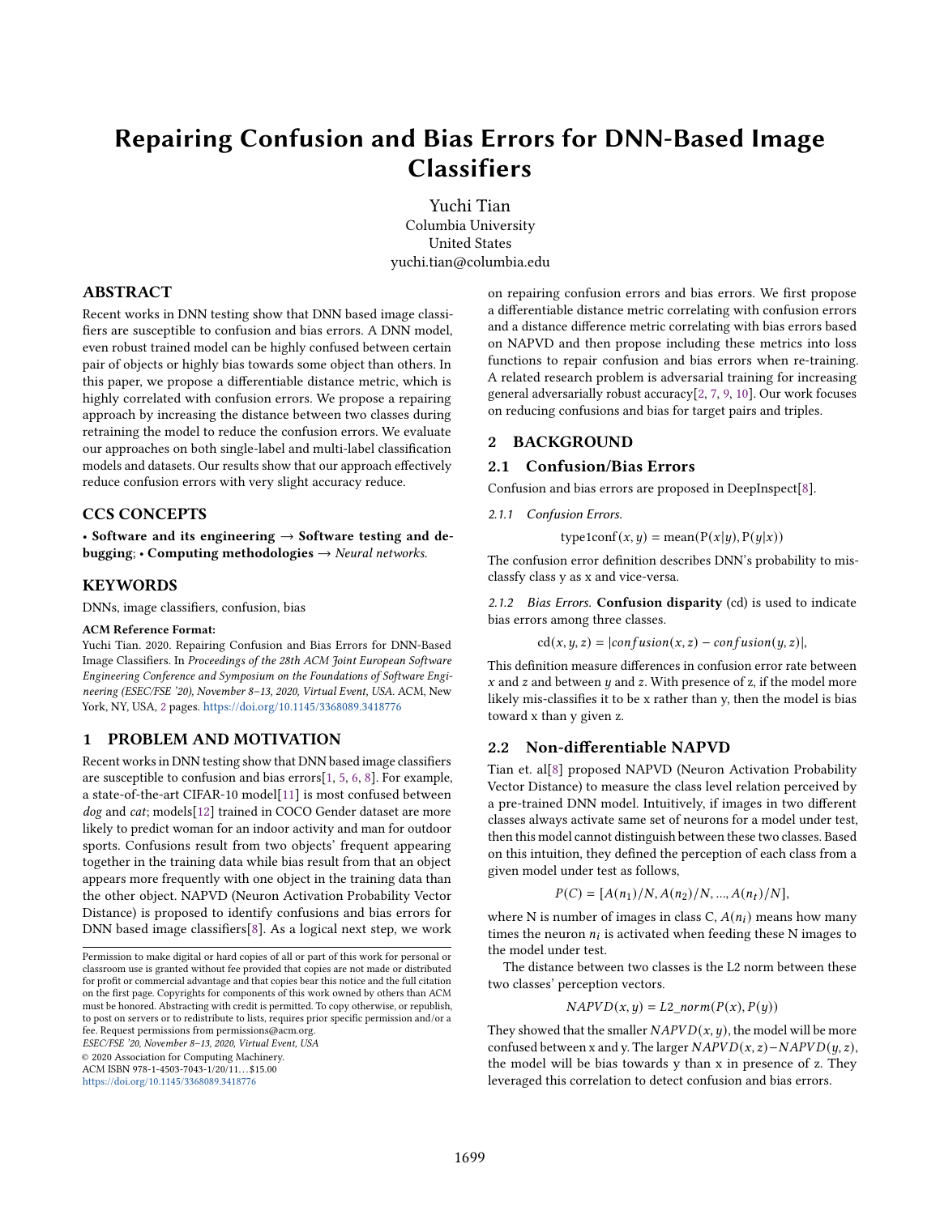# Repairing Confusion and Bias Errors for DNN-Based Image Classifiers

Yuchi Tian
Columbia University
United States
yuchi.tian@columbia.edu

## ABSTRACT

Recent works in DNN testing show that DNN based image classifiers are susceptible to confusion and bias errors. A DNN model, even robust trained model can be highly confused between certain pair of objects or highly bias towards some object than others. In this paper, we propose a differentiable distance metric, which is highly correlated with confusion errors. We propose a repairing approach by increasing the distance between two classes during retraining the model to reduce the confusion errors. We evaluate our approaches on both single-label and multi-label classification models and datasets. Our results show that our approach effectively reduce confusion errors with very slight accuracy reduce.

## CCS CONCEPTS

• **Software and its engineering** → **Software testing and debugging**; • **Computing methodologies** → *Neural networks.*

## KEYWORDS

DNNs, image classifiers, confusion, bias

**ACM Reference Format:**
Yuchi Tian. 2020. Repairing Confusion and Bias Errors for DNN-Based Image Classifiers. In *Proceedings of the 28th ACM Joint European Software Engineering Conference and Symposium on the Foundations of Software Engineering (ESEC/FSE '20), November 8–13, 2020, Virtual Event, USA.* ACM, New York, NY, USA, 2 pages. https://doi.org/10.1145/3368089.3418776

## 1 PROBLEM AND MOTIVATION

Recent works in DNN testing show that DNN based image classifiers are susceptible to confusion and bias errors[1, 5, 6, 8]. For example, a state-of-the-art CIFAR-10 model[11] is most confused between *dog* and *cat*; models[12] trained in COCO Gender dataset are more likely to predict woman for an indoor activity and man for outdoor sports. Confusions result from two objects' frequent appearing together in the training data while bias result from that an object appears more frequently with one object in the training data than the other object. NAPVD (Neuron Activation Probability Vector Distance) is proposed to identify confusions and bias errors for DNN based image classifiers[8]. As a logical next step, we work on repairing confusion errors and bias errors. We first propose a differentiable distance metric correlating with confusion errors and a distance difference metric correlating with bias errors based on NAPVD and then propose including these metrics into loss functions to repair confusion and bias errors when re-training. A related research problem is adversarial training for increasing general adversarially robust accuracy[2, 7, 9, 10]. Our work focuses on reducing confusions and bias for target pairs and triples.

Permission to make digital or hard copies of all or part of this work for personal or classroom use is granted without fee provided that copies are not made or distributed for profit or commercial advantage and that copies bear this notice and the full citation on the first page. Copyrights for components of this work owned by others than ACM must be honored. Abstracting with credit is permitted. To copy otherwise, or republish, to post on servers or to redistribute to lists, requires prior specific permission and/or a fee. Request permissions from permissions@acm.org.
*ESEC/FSE '20, November 8–13, 2020, Virtual Event, USA*
© 2020 Association for Computing Machinery.
ACM ISBN 978-1-4503-7043-1/20/11...$15.00
https://doi.org/10.1145/3368089.3418776

## 2 BACKGROUND

### 2.1 Confusion/Bias Errors

Confusion and bias errors are proposed in DeepInspect[8].

*2.1.1 Confusion Errors.*

$$\text{type1conf}(x, y) = \text{mean}(\text{P}(x|y), \text{P}(y|x))$$

The confusion error definition describes DNN's probability to misclassfy class y as x and vice-versa.

*2.1.2 Bias Errors.* **Confusion disparity** (cd) is used to indicate bias errors among three classes.

$$\text{cd}(x, y, z) = |confusion(x, z) - confusion(y, z)|,$$

This definition measure differences in confusion error rate between $x$ and $z$ and between $y$ and $z$. With presence of z, if the model more likely mis-classifies it to be x rather than y, then the model is bias toward x than y given z.

### 2.2 Non-differentiable NAPVD

Tian et. al[8] proposed NAPVD (Neuron Activation Probability Vector Distance) to measure the class level relation perceived by a pre-trained DNN model. Intuitively, if images in two different classes always activate same set of neurons for a model under test, then this model cannot distinguish between these two classes. Based on this intuition, they defined the perception of each class from a given model under test as follows,

$$P(C) = [A(n_1)/N, A(n_2)/N, ..., A(n_t)/N],$$

where N is number of images in class C, $A(n_i)$ means how many times the neuron $n_i$ is activated when feeding these N images to the model under test.

The distance between two classes is the L2 norm between these two classes' perception vectors.

$$NAPVD(x, y) = L2\_norm(P(x), P(y))$$

They showed that the smaller $NAPVD(x, y)$, the model will be more confused between x and y. The larger $NAPVD(x, z) - NAPVD(y, z)$, the model will be bias towards y than x in presence of z. They leveraged this correlation to detect confusion and bias errors.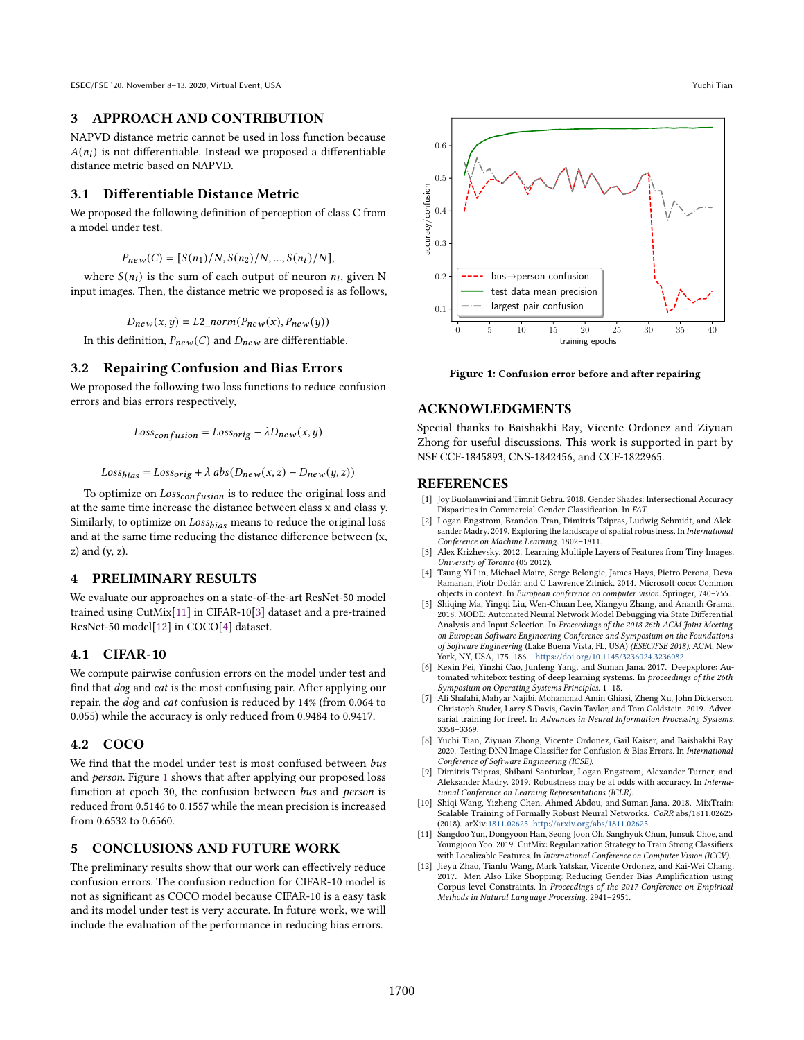## 3 APPROACH AND CONTRIBUTION

NAPVD distance metric cannot be used in loss function because $A(n_i)$ is not differentiable. Instead we proposed a differentiable distance metric based on NAPVD.

### 3.1 Differentiable Distance Metric

We proposed the following definition of perception of class C from a model under test.

$$P_{new}(C) = [S(n_1)/N, S(n_2)/N, ..., S(n_t)/N],$$

where $S(n_i)$ is the sum of each output of neuron $n_i$, given N input images. Then, the distance metric we proposed is as follows,

$$D_{new}(x, y) = L2\_norm(P_{new}(x), P_{new}(y))$$

In this definition, $P_{new}(C)$ and $D_{new}$ are differentiable.

### 3.2 Repairing Confusion and Bias Errors

We proposed the following two loss functions to reduce confusion errors and bias errors respectively,

$$Loss_{confusion} = Loss_{orig} - \lambda D_{new}(x, y)$$

$$Loss_{bias} = Loss_{orig} + \lambda \, abs(D_{new}(x, z) - D_{new}(y, z))$$

To optimize on $Loss_{confusion}$ is to reduce the original loss and at the same time increase the distance between class x and class y. Similarly, to optimize on $Loss_{bias}$ means to reduce the original loss and at the same time reducing the distance difference between (x, z) and (y, z).

## 4 PRELIMINARY RESULTS

We evaluate our approaches on a state-of-the-art ResNet-50 model trained using CutMix[11] in CIFAR-10[3] dataset and a pre-trained ResNet-50 model[12] in COCO[4] dataset.

### 4.1 CIFAR-10

We compute pairwise confusion errors on the model under test and find that *dog* and *cat* is the most confusing pair. After applying our repair, the *dog* and *cat* confusion is reduced by 14% (from 0.064 to 0.055) while the accuracy is only reduced from 0.9484 to 0.9417.

### 4.2 COCO

We find that the model under test is most confused between *bus* and *person*. Figure 1 shows that after applying our proposed loss function at epoch 30, the confusion between *bus* and *person* is reduced from 0.5146 to 0.1557 while the mean precision is increased from 0.6532 to 0.6560.

## 5 CONCLUSIONS AND FUTURE WORK

The preliminary results show that our work can effectively reduce confusion errors. The confusion reduction for CIFAR-10 model is not as significant as COCO model because CIFAR-10 is a easy task and its model under test is very accurate. In future work, we will include the evaluation of the performance in reducing bias errors.

accuracy/confusion
0.6
0.5
0.4
0.3
0.2
0.1
0 5 10 15 20 25 30 35 40
training epochs
bus→person confusion
test data mean precision
largest pair confusion

**Figure 1: Confusion error before and after repairing**

## ACKNOWLEDGMENTS

Special thanks to Baishakhi Ray, Vicente Ordonez and Ziyuan Zhong for useful discussions. This work is supported in part by NSF CCF-1845893, CNS-1842456, and CCF-1822965.

## REFERENCES

[1] Joy Buolamwini and Timnit Gebru. 2018. Gender Shades: Intersectional Accuracy Disparities in Commercial Gender Classification. In *FAT*.

[2] Logan Engstrom, Brandon Tran, Dimitris Tsipras, Ludwig Schmidt, and Aleksander Madry. 2019. Exploring the landscape of spatial robustness. In *International Conference on Machine Learning*. 1802–1811.

[3] Alex Krizhevsky. 2012. Learning Multiple Layers of Features from Tiny Images. *University of Toronto* (05 2012).

[4] Tsung-Yi Lin, Michael Maire, Serge Belongie, James Hays, Pietro Perona, Deva Ramanan, Piotr Dollár, and C Lawrence Zitnick. 2014. Microsoft coco: Common objects in context. In *European conference on computer vision*. Springer, 740–755.

[5] Shiqing Ma, Yingqi Liu, Wen-Chuan Lee, Xiangyu Zhang, and Ananth Grama. 2018. MODE: Automated Neural Network Model Debugging via State Differential Analysis and Input Selection. In *Proceedings of the 2018 26th ACM Joint Meeting on European Software Engineering Conference and Symposium on the Foundations of Software Engineering* (Lake Buena Vista, FL, USA) *(ESEC/FSE 2018)*. ACM, New York, NY, USA, 175–186. https://doi.org/10.1145/3236024.3236082

[6] Kexin Pei, Yinzhi Cao, Junfeng Yang, and Suman Jana. 2017. Deepxplore: Automated whitebox testing of deep learning systems. In *proceedings of the 26th Symposium on Operating Systems Principles*. 1–18.

[7] Ali Shafahi, Mahyar Najibi, Mohammad Amin Ghiasi, Zheng Xu, John Dickerson, Christoph Studer, Larry S Davis, Gavin Taylor, and Tom Goldstein. 2019. Adversarial training for free!. In *Advances in Neural Information Processing Systems*. 3358–3369.

[8] Yuchi Tian, Ziyuan Zhong, Vicente Ordonez, Gail Kaiser, and Baishakhi Ray. 2020. Testing DNN Image Classifier for Confusion & Bias Errors. In *International Conference of Software Engineering (ICSE)*.

[9] Dimitris Tsipras, Shibani Santurkar, Logan Engstrom, Alexander Turner, and Aleksander Madry. 2019. Robustness may be at odds with accuracy. In *International Conference on Learning Representations (ICLR)*.

[10] Shiqi Wang, Yizheng Chen, Ahmed Abdou, and Suman Jana. 2018. MixTrain: Scalable Training of Formally Robust Neural Networks. *CoRR* abs/1811.02625 (2018). arXiv:1811.02625 http://arxiv.org/abs/1811.02625

[11] Sangdoo Yun, Dongyoon Han, Seong Joon Oh, Sanghyuk Chun, Junsuk Choe, and Youngjoon Yoo. 2019. CutMix: Regularization Strategy to Train Strong Classifiers with Localizable Features. In *International Conference on Computer Vision (ICCV)*.

[12] Jieyu Zhao, Tianlu Wang, Mark Yatskar, Vicente Ordonez, and Kai-Wei Chang. 2017. Men Also Like Shopping: Reducing Gender Bias Amplification using Corpus-level Constraints. In *Proceedings of the 2017 Conference on Empirical Methods in Natural Language Processing*. 2941–2951.